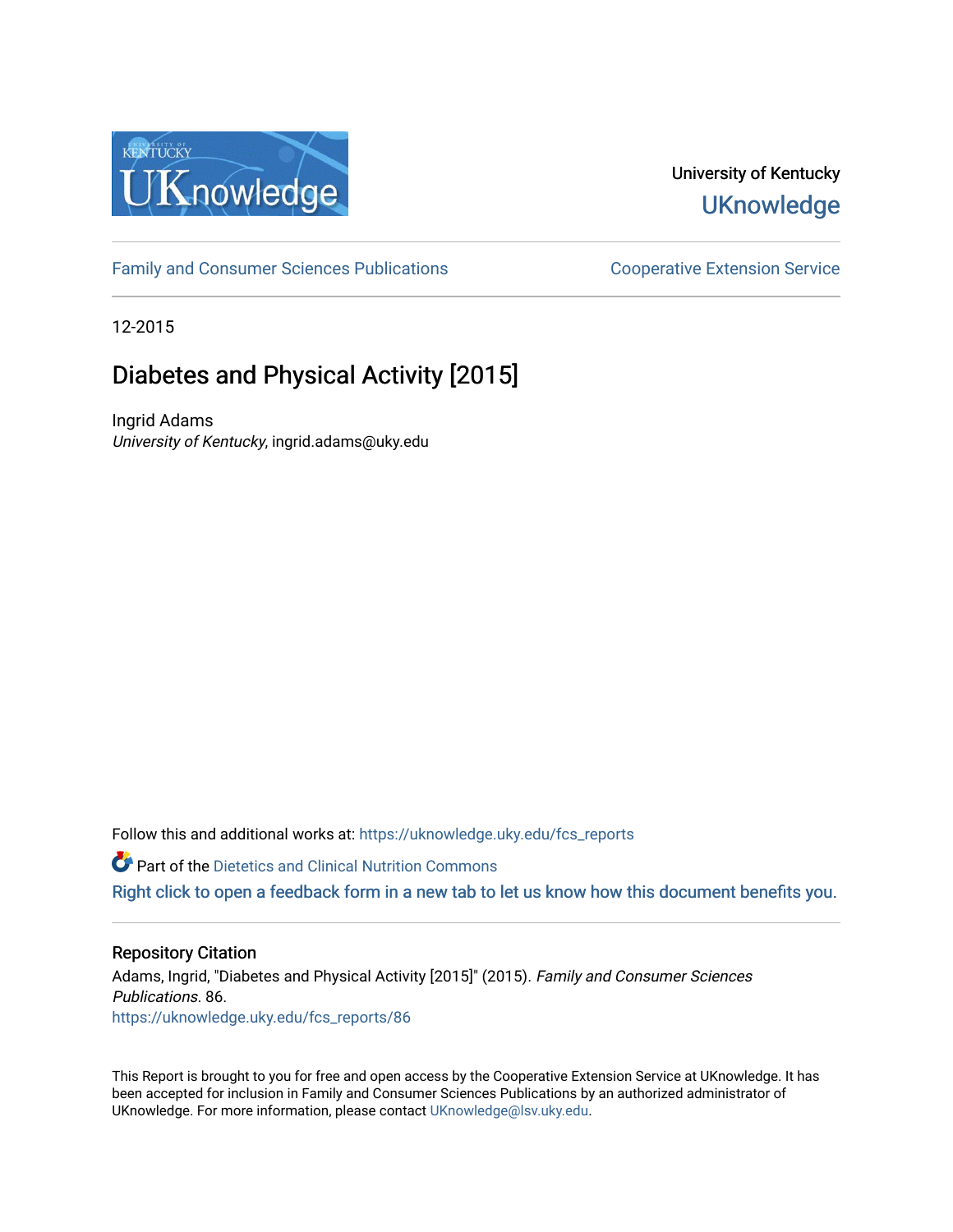University of Kentucky
UKnowledge

Family and Consumer Sciences Publications | Cooperative Extension Service

12-2015

# Diabetes and Physical Activity [2015]

Ingrid Adams
*University of Kentucky*, ingrid.adams@uky.edu

Follow this and additional works at: https://uknowledge.uky.edu/fcs_reports

Part of the Dietetics and Clinical Nutrition Commons

Right click to open a feedback form in a new tab to let us know how this document benefits you.

## Repository Citation

Adams, Ingrid, "Diabetes and Physical Activity [2015]" (2015). *Family and Consumer Sciences Publications*. 86.
https://uknowledge.uky.edu/fcs_reports/86

This Report is brought to you for free and open access by the Cooperative Extension Service at UKnowledge. It has been accepted for inclusion in Family and Consumer Sciences Publications by an authorized administrator of UKnowledge. For more information, please contact UKnowledge@lsv.uky.edu.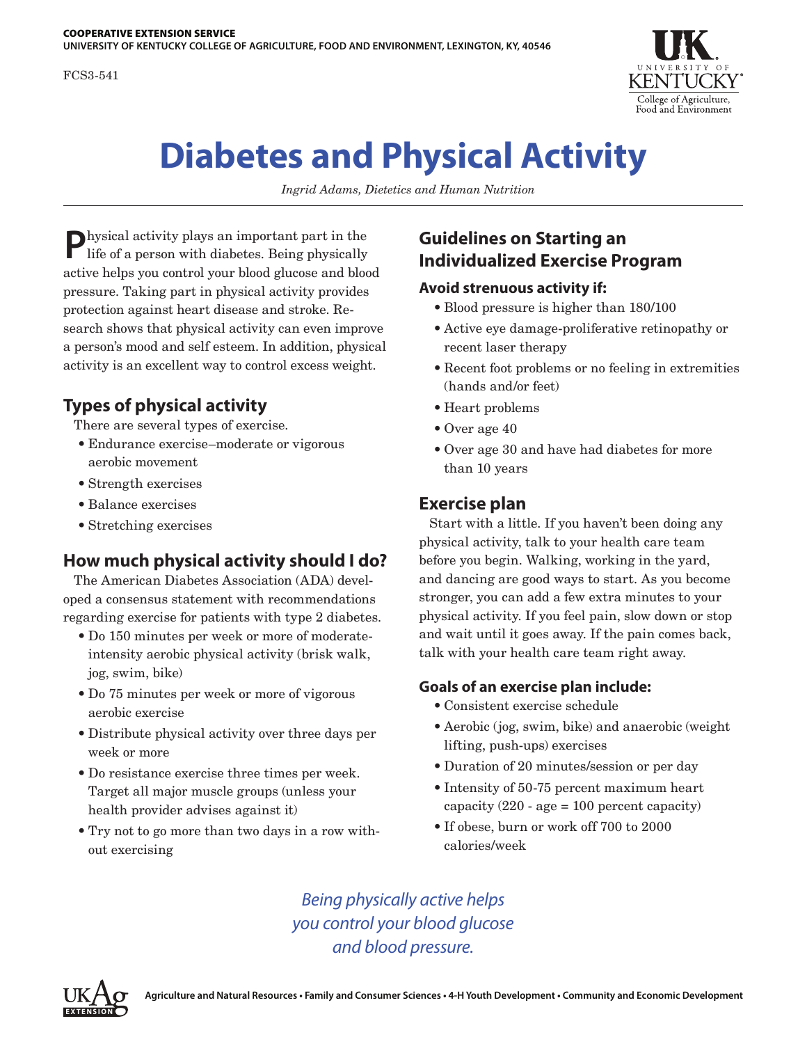COOPERATIVE EXTENSION SERVICE
UNIVERSITY OF KENTUCKY COLLEGE OF AGRICULTURE, FOOD AND ENVIRONMENT, LEXINGTON, KY, 40546

FCS3-541

# Diabetes and Physical Activity

*Ingrid Adams, Dietetics and Human Nutrition*

Physical activity plays an important part in the life of a person with diabetes. Being physically active helps you control your blood glucose and blood pressure. Taking part in physical activity provides protection against heart disease and stroke. Research shows that physical activity can even improve a person's mood and self esteem. In addition, physical activity is an excellent way to control excess weight.

## Types of physical activity

There are several types of exercise.

- Endurance exercise–moderate or vigorous aerobic movement
- Strength exercises
- Balance exercises
- Stretching exercises

## How much physical activity should I do?

The American Diabetes Association (ADA) developed a consensus statement with recommendations regarding exercise for patients with type 2 diabetes.

- Do 150 minutes per week or more of moderate-intensity aerobic physical activity (brisk walk, jog, swim, bike)
- Do 75 minutes per week or more of vigorous aerobic exercise
- Distribute physical activity over three days per week or more
- Do resistance exercise three times per week. Target all major muscle groups (unless your health provider advises against it)
- Try not to go more than two days in a row without exercising

## Guidelines on Starting an Individualized Exercise Program

### Avoid strenuous activity if:

- Blood pressure is higher than 180/100
- Active eye damage-proliferative retinopathy or recent laser therapy
- Recent foot problems or no feeling in extremities (hands and/or feet)
- Heart problems
- Over age 40
- Over age 30 and have had diabetes for more than 10 years

## Exercise plan

Start with a little. If you haven't been doing any physical activity, talk to your health care team before you begin. Walking, working in the yard, and dancing are good ways to start. As you become stronger, you can add a few extra minutes to your physical activity. If you feel pain, slow down or stop and wait until it goes away. If the pain comes back, talk with your health care team right away.

### Goals of an exercise plan include:

- Consistent exercise schedule
- Aerobic (jog, swim, bike) and anaerobic (weight lifting, push-ups) exercises
- Duration of 20 minutes/session or per day
- Intensity of 50-75 percent maximum heart capacity (220 - age = 100 percent capacity)
- If obese, burn or work off 700 to 2000 calories/week

*Being physically active helps you control your blood glucose and blood pressure.*

Agriculture and Natural Resources • Family and Consumer Sciences • 4-H Youth Development • Community and Economic Development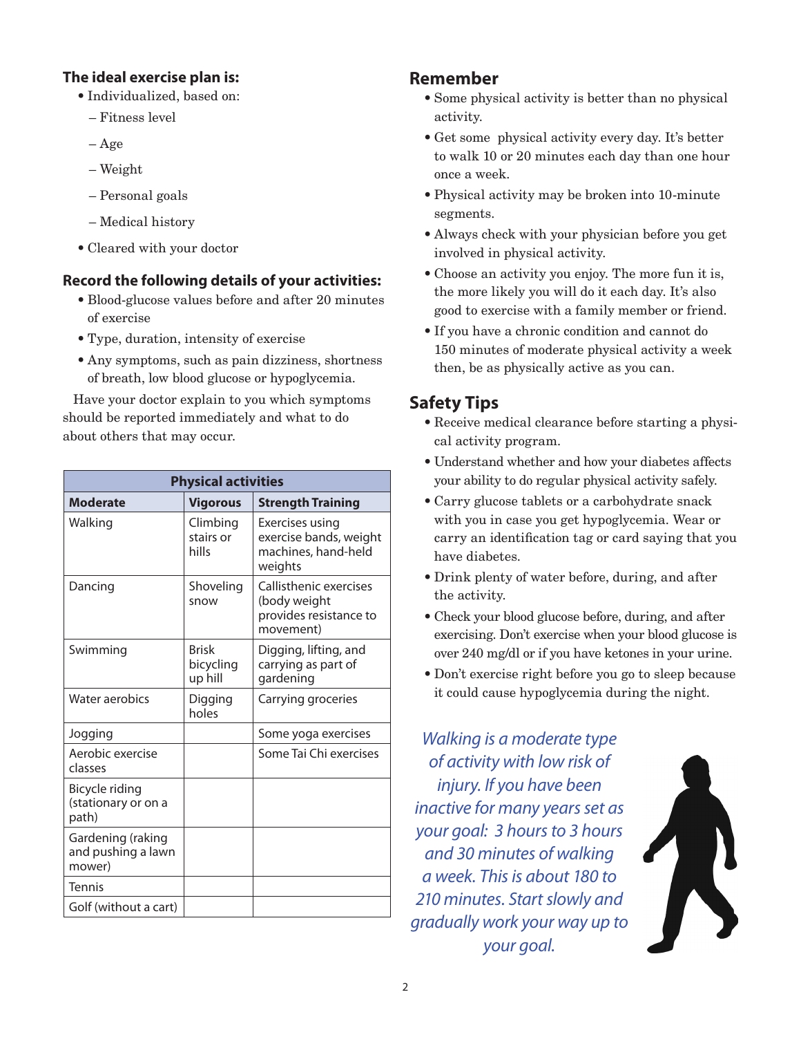### The ideal exercise plan is:

- Individualized, based on:
  - Fitness level
  - Age
  - Weight
  - Personal goals
  - Medical history
- Cleared with your doctor

### Record the following details of your activities:

- Blood-glucose values before and after 20 minutes of exercise
- Type, duration, intensity of exercise
- Any symptoms, such as pain dizziness, shortness of breath, low blood glucose or hypoglycemia.

Have your doctor explain to you which symptoms should be reported immediately and what to do about others that may occur.

| Physical activities | | |
|---|---|---|
| **Moderate** | **Vigorous** | **Strength Training** |
| Walking | Climbing stairs or hills | Exercises using exercise bands, weight machines, hand-held weights |
| Dancing | Shoveling snow | Callisthenic exercises (body weight provides resistance to movement) |
| Swimming | Brisk bicycling up hill | Digging, lifting, and carrying as part of gardening |
| Water aerobics | Digging holes | Carrying groceries |
| Jogging | | Some yoga exercises |
| Aerobic exercise classes | | Some Tai Chi exercises |
| Bicycle riding (stationary or on a path) | | |
| Gardening (raking and pushing a lawn mower) | | |
| Tennis | | |
| Golf (without a cart) | | |

## Remember

- Some physical activity is better than no physical activity.
- Get some physical activity every day. It's better to walk 10 or 20 minutes each day than one hour once a week.
- Physical activity may be broken into 10-minute segments.
- Always check with your physician before you get involved in physical activity.
- Choose an activity you enjoy. The more fun it is, the more likely you will do it each day. It's also good to exercise with a family member or friend.
- If you have a chronic condition and cannot do 150 minutes of moderate physical activity a week then, be as physically active as you can.

## Safety Tips

- Receive medical clearance before starting a physical activity program.
- Understand whether and how your diabetes affects your ability to do regular physical activity safely.
- Carry glucose tablets or a carbohydrate snack with you in case you get hypoglycemia. Wear or carry an identification tag or card saying that you have diabetes.
- Drink plenty of water before, during, and after the activity.
- Check your blood glucose before, during, and after exercising. Don't exercise when your blood glucose is over 240 mg/dl or if you have ketones in your urine.
- Don't exercise right before you go to sleep because it could cause hypoglycemia during the night.

*Walking is a moderate type of activity with low risk of injury. If you have been inactive for many years set as your goal: 3 hours to 3 hours and 30 minutes of walking a week. This is about 180 to 210 minutes. Start slowly and gradually work your way up to your goal.*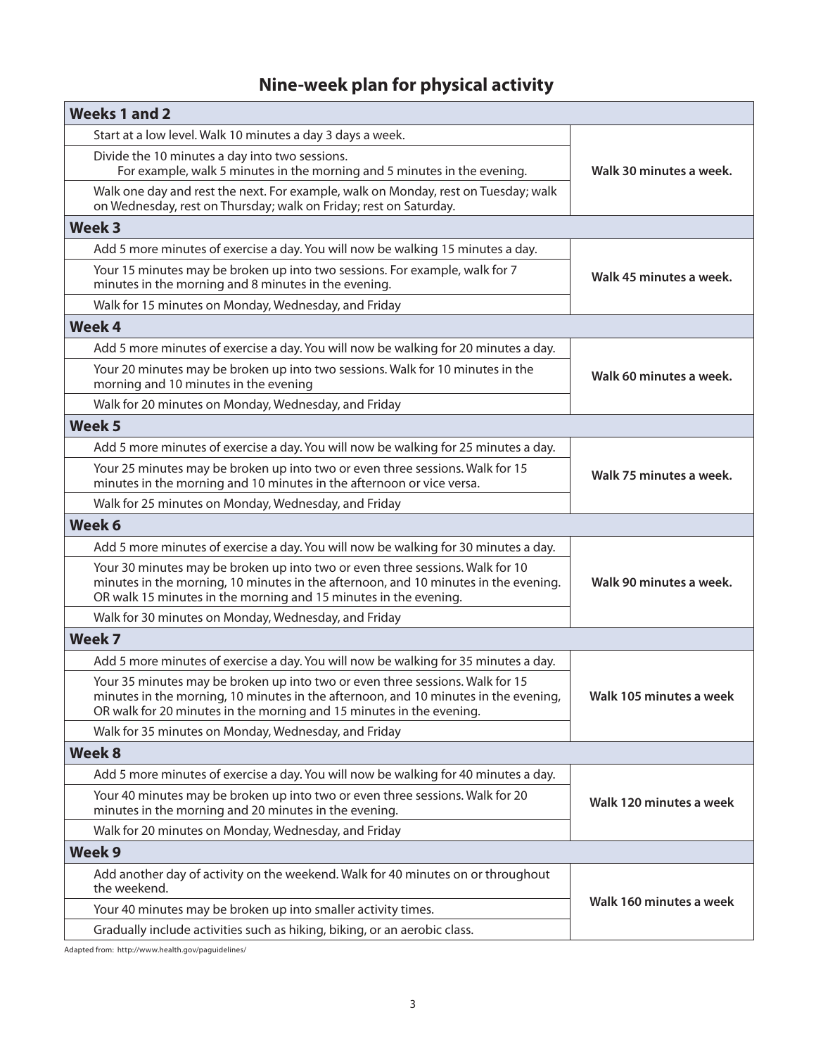## Nine-week plan for physical activity

| Weeks 1 and 2 | |
|---|---|
| Start at a low level. Walk 10 minutes a day 3 days a week. | Walk 30 minutes a week. |
| Divide the 10 minutes a day into two sessions. For example, walk 5 minutes in the morning and 5 minutes in the evening. | |
| Walk one day and rest the next. For example, walk on Monday, rest on Tuesday; walk on Wednesday, rest on Thursday; walk on Friday; rest on Saturday. | |
| **Week 3** | |
| Add 5 more minutes of exercise a day. You will now be walking 15 minutes a day. | Walk 45 minutes a week. |
| Your 15 minutes may be broken up into two sessions. For example, walk for 7 minutes in the morning and 8 minutes in the evening. | |
| Walk for 15 minutes on Monday, Wednesday, and Friday | |
| **Week 4** | |
| Add 5 more minutes of exercise a day. You will now be walking for 20 minutes a day. | Walk 60 minutes a week. |
| Your 20 minutes may be broken up into two sessions. Walk for 10 minutes in the morning and 10 minutes in the evening | |
| Walk for 20 minutes on Monday, Wednesday, and Friday | |
| **Week 5** | |
| Add 5 more minutes of exercise a day. You will now be walking for 25 minutes a day. | Walk 75 minutes a week. |
| Your 25 minutes may be broken up into two or even three sessions. Walk for 15 minutes in the morning and 10 minutes in the afternoon or vice versa. | |
| Walk for 25 minutes on Monday, Wednesday, and Friday | |
| **Week 6** | |
| Add 5 more minutes of exercise a day. You will now be walking for 30 minutes a day. | Walk 90 minutes a week. |
| Your 30 minutes may be broken up into two or even three sessions. Walk for 10 minutes in the morning, 10 minutes in the afternoon, and 10 minutes in the evening. OR walk 15 minutes in the morning and 15 minutes in the evening. | |
| Walk for 30 minutes on Monday, Wednesday, and Friday | |
| **Week 7** | |
| Add 5 more minutes of exercise a day. You will now be walking for 35 minutes a day. | Walk 105 minutes a week |
| Your 35 minutes may be broken up into two or even three sessions. Walk for 15 minutes in the morning, 10 minutes in the afternoon, and 10 minutes in the evening, OR walk for 20 minutes in the morning and 15 minutes in the evening. | |
| Walk for 35 minutes on Monday, Wednesday, and Friday | |
| **Week 8** | |
| Add 5 more minutes of exercise a day. You will now be walking for 40 minutes a day. | Walk 120 minutes a week |
| Your 40 minutes may be broken up into two or even three sessions. Walk for 20 minutes in the morning and 20 minutes in the evening. | |
| Walk for 20 minutes on Monday, Wednesday, and Friday | |
| **Week 9** | |
| Add another day of activity on the weekend. Walk for 40 minutes on or throughout the weekend. | Walk 160 minutes a week |
| Your 40 minutes may be broken up into smaller activity times. | |
| Gradually include activities such as hiking, biking, or an aerobic class. | |

Adapted from: http://www.health.gov/paguidelines/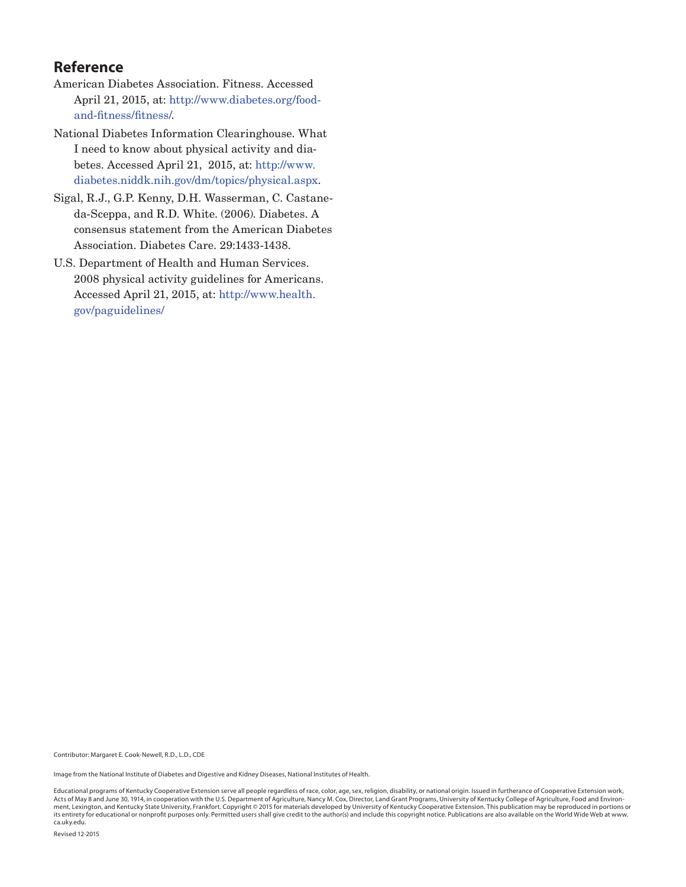## Reference

American Diabetes Association. Fitness. Accessed April 21, 2015, at: http://www.diabetes.org/food-and-fitness/fitness/.

National Diabetes Information Clearinghouse. What I need to know about physical activity and diabetes. Accessed April 21, 2015, at: http://www.diabetes.niddk.nih.gov/dm/topics/physical.aspx.

Sigal, R.J., G.P. Kenny, D.H. Wasserman, C. Castaneda-Sceppa, and R.D. White. (2006). Diabetes. A consensus statement from the American Diabetes Association. Diabetes Care. 29:1433-1438.

U.S. Department of Health and Human Services. 2008 physical activity guidelines for Americans. Accessed April 21, 2015, at: http://www.health.gov/paguidelines/

Contributor: Margaret E. Cook-Newell, R.D., L.D., CDE

Image from the National Institute of Diabetes and Digestive and Kidney Diseases, National Institutes of Health.

Educational programs of Kentucky Cooperative Extension serve all people regardless of race, color, age, sex, religion, disability, or national origin. Issued in furtherance of Cooperative Extension work, Acts of May 8 and June 30, 1914, in cooperation with the U.S. Department of Agriculture, Nancy M. Cox, Director, Land Grant Programs, University of Kentucky College of Agriculture, Food and Environment, Lexington, and Kentucky State University, Frankfort. Copyright © 2015 for materials developed by University of Kentucky Cooperative Extension. This publication may be reproduced in portions or its entirety for educational or nonprofit purposes only. Permitted users shall give credit to the author(s) and include this copyright notice. Publications are also available on the World Wide Web at www.ca.uky.edu.

Revised 12-2015